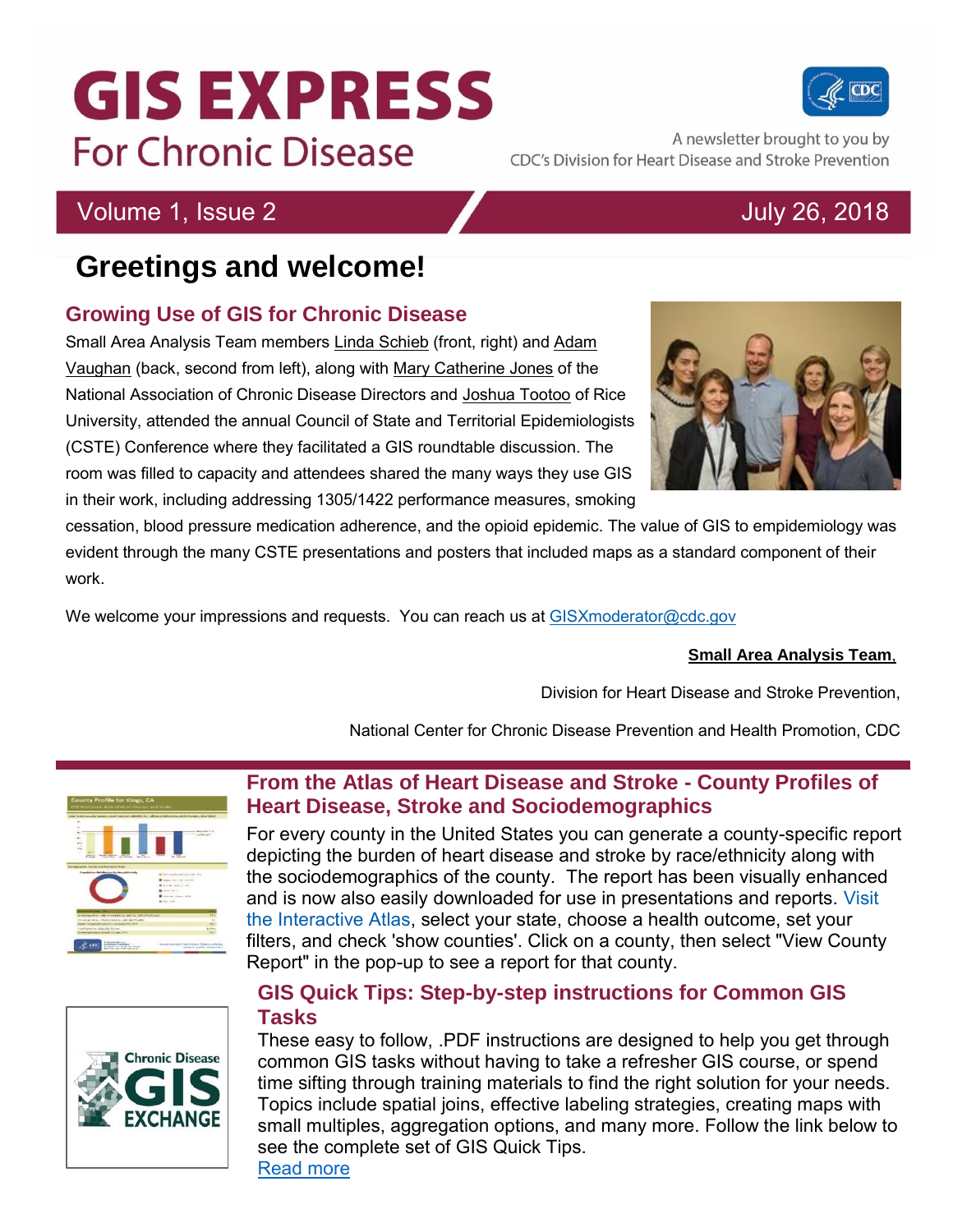# GIS EXPRESS

## For Chronic Disease

A newsletter brought to you by CDC's Division for Heart Disease and Stroke Prevention

Volume 1, Issue 2 July 26, 2018

# Greetings and welcome!

## Growing Use of GIS for Chronic Disease

Small Area Analysis Team members Linda Schieb (front, right) and Adam Vaughan (back, second from left), along with Mary Catherine Jones of the National Association of Chronic Disease Directors and Joshua Tootoo of Rice University, attended the annual Council of State and Territorial Epidemiologists (CSTE) Conference where they facilitated a GIS roundtable discussion. The room was filled to capacity and attendees shared the many ways they use GIS in their work, including addressing 1305/1422 performance measures, smoking cessation, blood pressure medication adherence, and the opioid epidemic. The value of GIS to empidemiology was evident through the many CSTE presentations and posters that included maps as a standard component of their work.

We welcome your impressions and requests. You can reach us at GISXmoderator@cdc.gov

**Small Area Analysis Team**,

Division for Heart Disease and Stroke Prevention,

National Center for Chronic Disease Prevention and Health Promotion, CDC

## From the Atlas of Heart Disease and Stroke - County Profiles of Heart Disease, Stroke and Sociodemographics

For every county in the United States you can generate a county-specific report depicting the burden of heart disease and stroke by race/ethnicity along with the sociodemographics of the county. The report has been visually enhanced and is now also easily downloaded for use in presentations and reports. Visit the Interactive Atlas, select your state, choose a health outcome, set your filters, and check 'show counties'. Click on a county, then select "View County Report" in the pop-up to see a report for that county.

## GIS Quick Tips: Step-by-step instructions for Common GIS Tasks

These easy to follow, .PDF instructions are designed to help you get through common GIS tasks without having to take a refresher GIS course, or spend time sifting through training materials to find the right solution for your needs. Topics include spatial joins, effective labeling strategies, creating maps with small multiples, aggregation options, and many more. Follow the link below to see the complete set of GIS Quick Tips.

Read more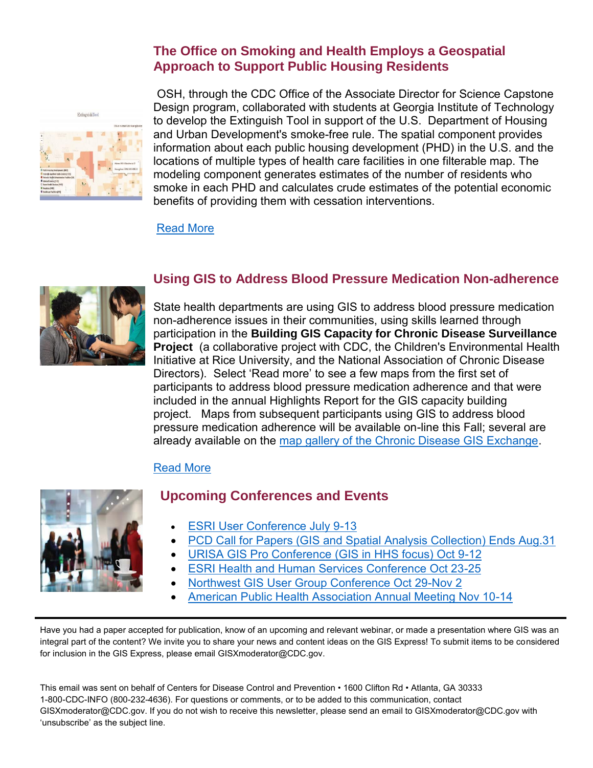## The Office on Smoking and Health Employs a Geospatial Approach to Support Public Housing Residents

OSH, through the CDC Office of the Associate Director for Science Capstone Design program, collaborated with students at Georgia Institute of Technology to develop the Extinguish Tool in support of the U.S. Department of Housing and Urban Development's smoke-free rule. The spatial component provides information about each public housing development (PHD) in the U.S. and the locations of multiple types of health care facilities in one filterable map. The modeling component generates estimates of the number of residents who smoke in each PHD and calculates crude estimates of the potential economic benefits of providing them with cessation interventions.

Read More

## Using GIS to Address Blood Pressure Medication Non-adherence

State health departments are using GIS to address blood pressure medication non-adherence issues in their communities, using skills learned through participation in the **Building GIS Capacity for Chronic Disease Surveillance Project** (a collaborative project with CDC, the Children's Environmental Health Initiative at Rice University, and the National Association of Chronic Disease Directors). Select 'Read more' to see a few maps from the first set of participants to address blood pressure medication adherence and that were included in the annual Highlights Report for the GIS capacity building project. Maps from subsequent participants using GIS to address blood pressure medication adherence will be available on-line this Fall; several are already available on the map gallery of the Chronic Disease GIS Exchange.

Read More

## Upcoming Conferences and Events

- ESRI User Conference July 9-13
- PCD Call for Papers (GIS and Spatial Analysis Collection) Ends Aug.31
- URISA GIS Pro Conference (GIS in HHS focus) Oct 9-12
- ESRI Health and Human Services Conference Oct 23-25
- Northwest GIS User Group Conference Oct 29-Nov 2
- American Public Health Association Annual Meeting Nov 10-14

---

Have you had a paper accepted for publication, know of an upcoming and relevant webinar, or made a presentation where GIS was an integral part of the content? We invite you to share your news and content ideas on the GIS Express! To submit items to be considered for inclusion in the GIS Express, please email GISXmoderator@CDC.gov.

This email was sent on behalf of Centers for Disease Control and Prevention • 1600 Clifton Rd • Atlanta, GA 30333 1-800-CDC-INFO (800-232-4636). For questions or comments, or to be added to this communication, contact GISXmoderator@CDC.gov. If you do not wish to receive this newsletter, please send an email to GISXmoderator@CDC.gov with 'unsubscribe' as the subject line.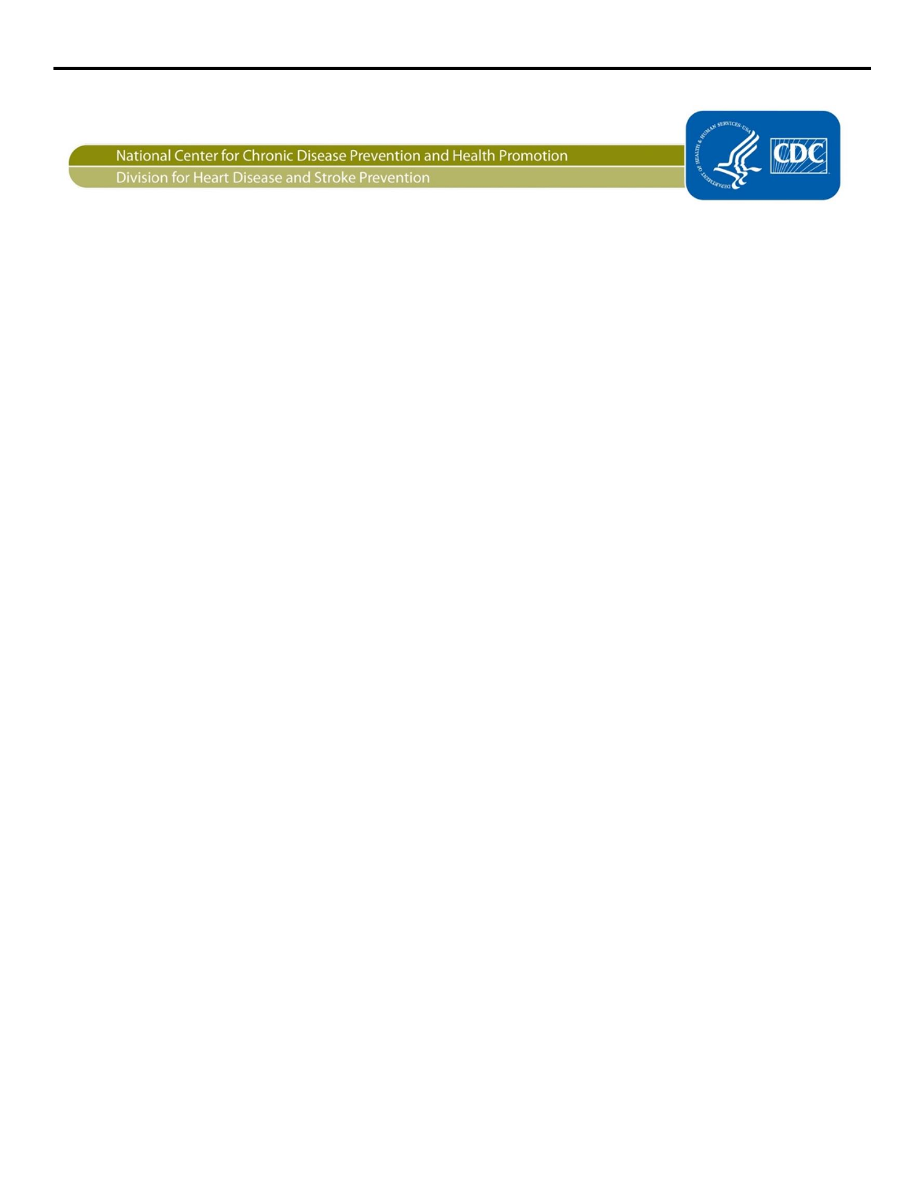National Center for Chronic Disease Prevention and Health Promotion

Division for Heart Disease and Stroke Prevention